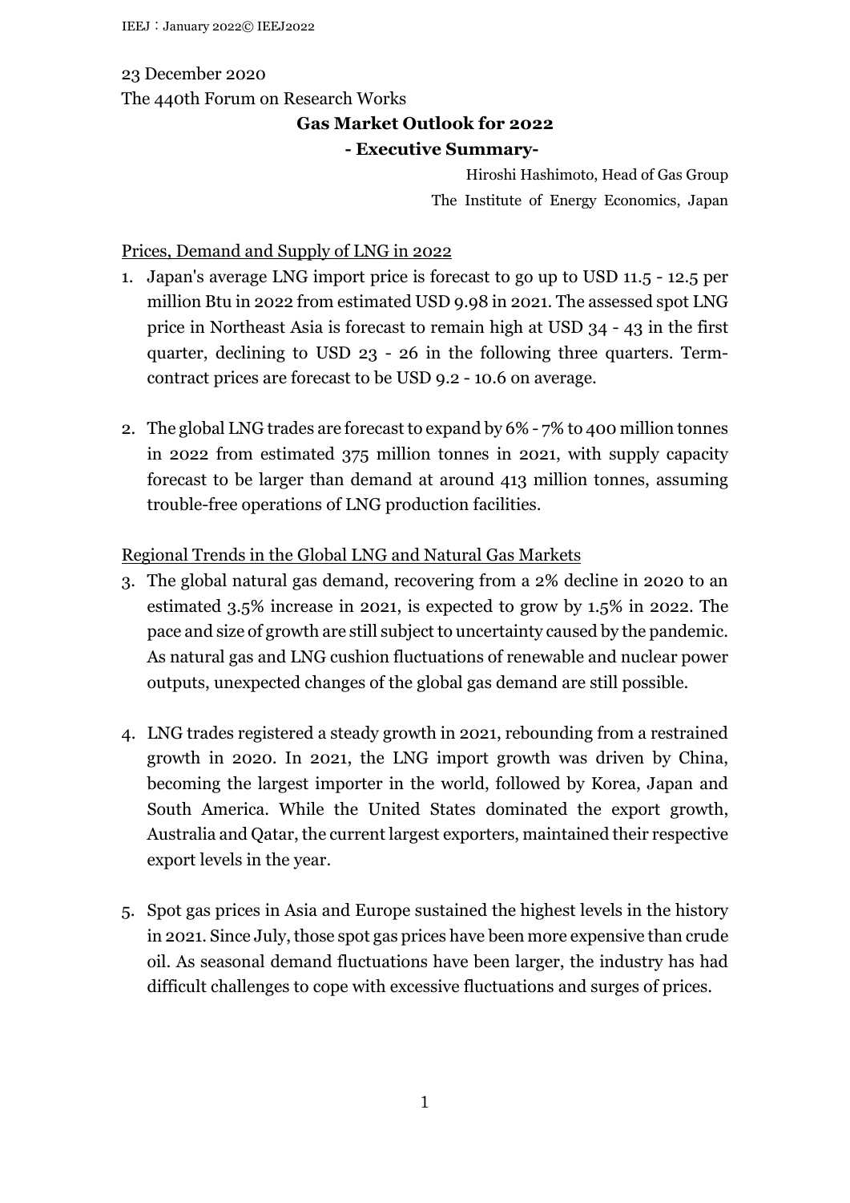23 December 2020

The 440th Forum on Research Works

# Gas Market Outlook for 2022
## - Executive Summary-

Hiroshi Hashimoto, Head of Gas Group
The Institute of Energy Economics, Japan

## Prices, Demand and Supply of LNG in 2022

1. Japan's average LNG import price is forecast to go up to USD 11.5 - 12.5 per million Btu in 2022 from estimated USD 9.98 in 2021. The assessed spot LNG price in Northeast Asia is forecast to remain high at USD 34 - 43 in the first quarter, declining to USD 23 - 26 in the following three quarters. Term-contract prices are forecast to be USD 9.2 - 10.6 on average.

2. The global LNG trades are forecast to expand by 6% - 7% to 400 million tonnes in 2022 from estimated 375 million tonnes in 2021, with supply capacity forecast to be larger than demand at around 413 million tonnes, assuming trouble-free operations of LNG production facilities.

## Regional Trends in the Global LNG and Natural Gas Markets

3. The global natural gas demand, recovering from a 2% decline in 2020 to an estimated 3.5% increase in 2021, is expected to grow by 1.5% in 2022. The pace and size of growth are still subject to uncertainty caused by the pandemic. As natural gas and LNG cushion fluctuations of renewable and nuclear power outputs, unexpected changes of the global gas demand are still possible.

4. LNG trades registered a steady growth in 2021, rebounding from a restrained growth in 2020. In 2021, the LNG import growth was driven by China, becoming the largest importer in the world, followed by Korea, Japan and South America. While the United States dominated the export growth, Australia and Qatar, the current largest exporters, maintained their respective export levels in the year.

5. Spot gas prices in Asia and Europe sustained the highest levels in the history in 2021. Since July, those spot gas prices have been more expensive than crude oil. As seasonal demand fluctuations have been larger, the industry has had difficult challenges to cope with excessive fluctuations and surges of prices.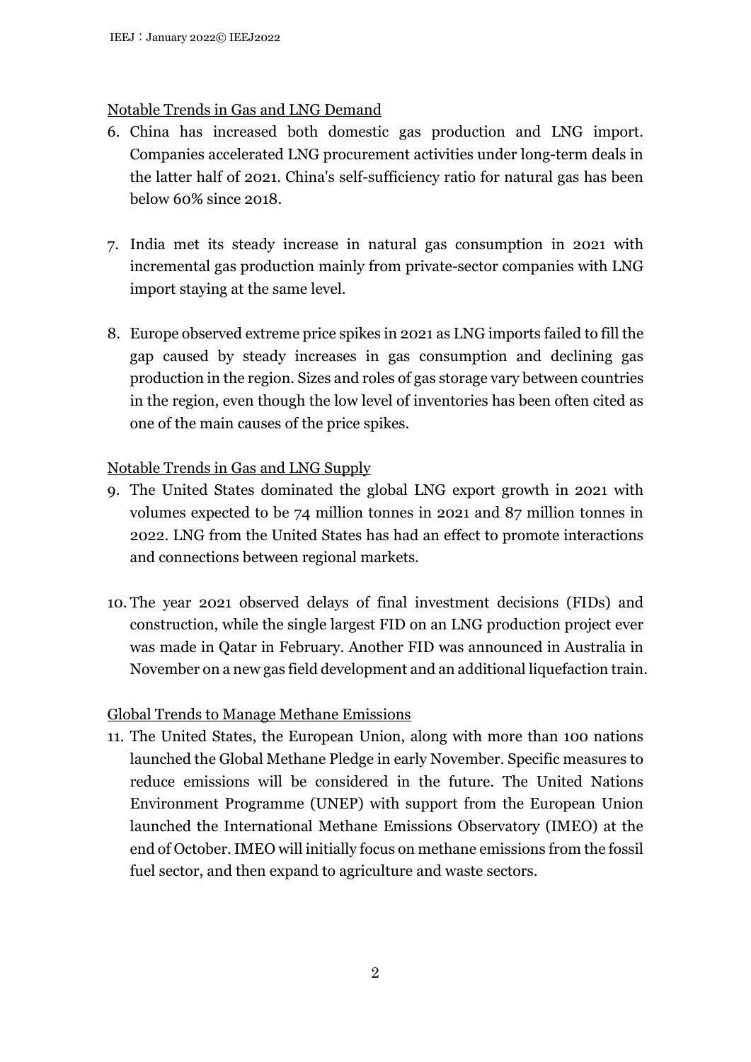## Notable Trends in Gas and LNG Demand

6. China has increased both domestic gas production and LNG import. Companies accelerated LNG procurement activities under long-term deals in the latter half of 2021. China's self-sufficiency ratio for natural gas has been below 60% since 2018.

7. India met its steady increase in natural gas consumption in 2021 with incremental gas production mainly from private-sector companies with LNG import staying at the same level.

8. Europe observed extreme price spikes in 2021 as LNG imports failed to fill the gap caused by steady increases in gas consumption and declining gas production in the region. Sizes and roles of gas storage vary between countries in the region, even though the low level of inventories has been often cited as one of the main causes of the price spikes.

## Notable Trends in Gas and LNG Supply

9. The United States dominated the global LNG export growth in 2021 with volumes expected to be 74 million tonnes in 2021 and 87 million tonnes in 2022. LNG from the United States has had an effect to promote interactions and connections between regional markets.

10. The year 2021 observed delays of final investment decisions (FIDs) and construction, while the single largest FID on an LNG production project ever was made in Qatar in February. Another FID was announced in Australia in November on a new gas field development and an additional liquefaction train.

## Global Trends to Manage Methane Emissions

11. The United States, the European Union, along with more than 100 nations launched the Global Methane Pledge in early November. Specific measures to reduce emissions will be considered in the future. The United Nations Environment Programme (UNEP) with support from the European Union launched the International Methane Emissions Observatory (IMEO) at the end of October. IMEO will initially focus on methane emissions from the fossil fuel sector, and then expand to agriculture and waste sectors.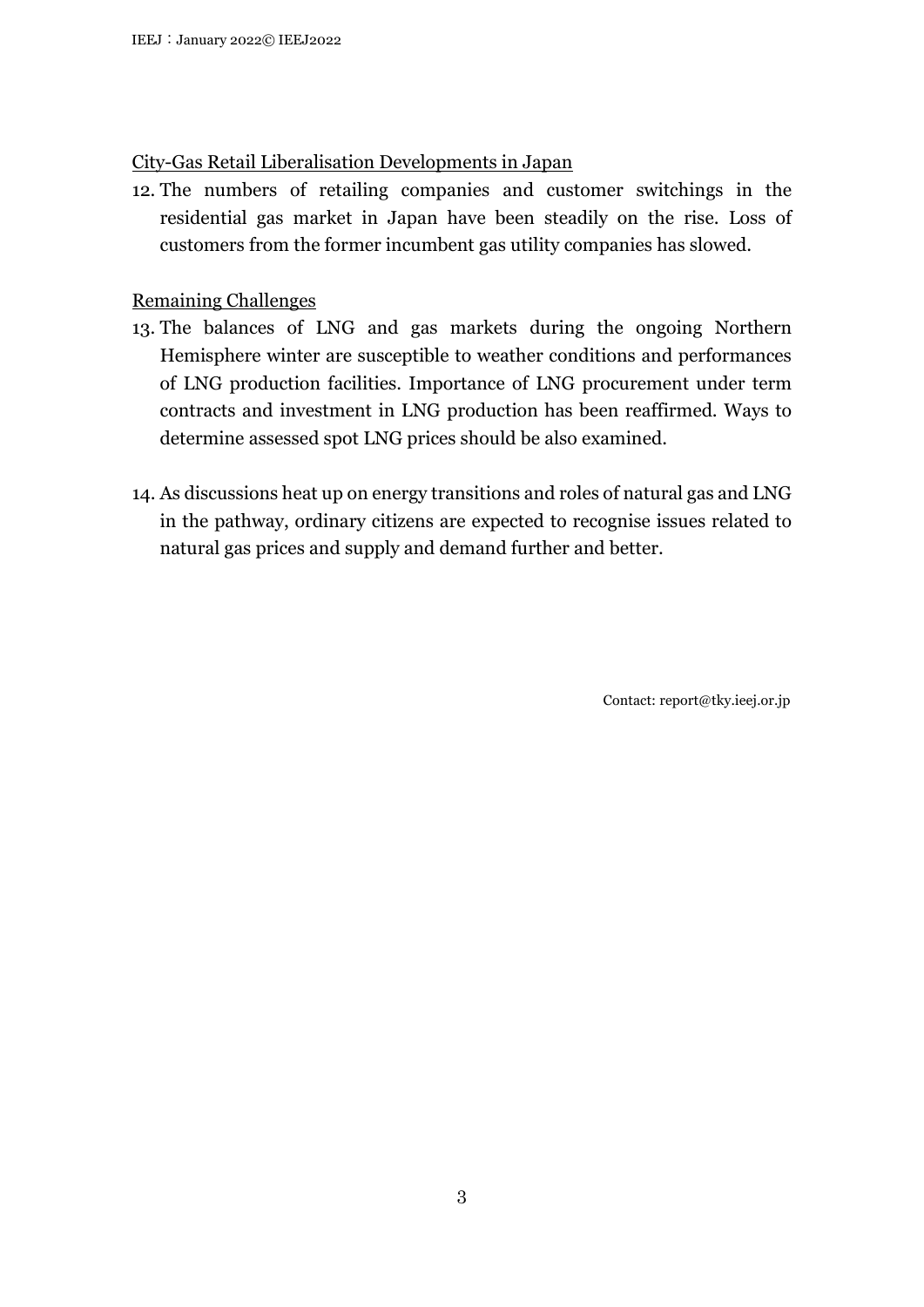City-Gas Retail Liberalisation Developments in Japan

12. The numbers of retailing companies and customer switchings in the residential gas market in Japan have been steadily on the rise. Loss of customers from the former incumbent gas utility companies has slowed.

Remaining Challenges

13. The balances of LNG and gas markets during the ongoing Northern Hemisphere winter are susceptible to weather conditions and performances of LNG production facilities. Importance of LNG procurement under term contracts and investment in LNG production has been reaffirmed. Ways to determine assessed spot LNG prices should be also examined.

14. As discussions heat up on energy transitions and roles of natural gas and LNG in the pathway, ordinary citizens are expected to recognise issues related to natural gas prices and supply and demand further and better.

Contact: report@tky.ieej.or.jp